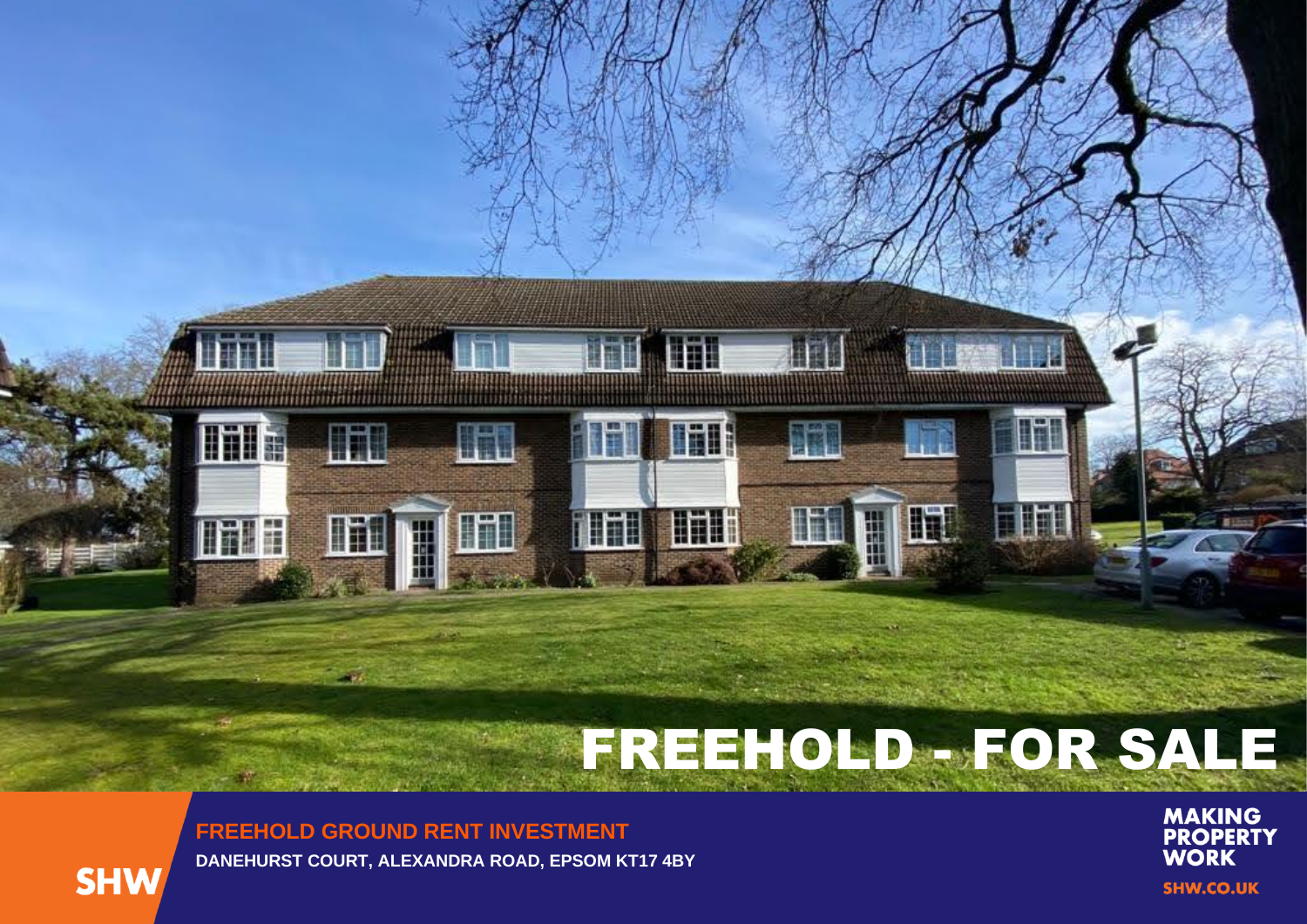# FREEHOLD - FOR SALE

## FREEHOLD GROUND RENT INVESTMENT

**DANEHURST COURT, ALEXANDRA ROAD, EPSOM KT17 4BY**

SHW

MAKING PROPERTY WORK

SHW.CO.UK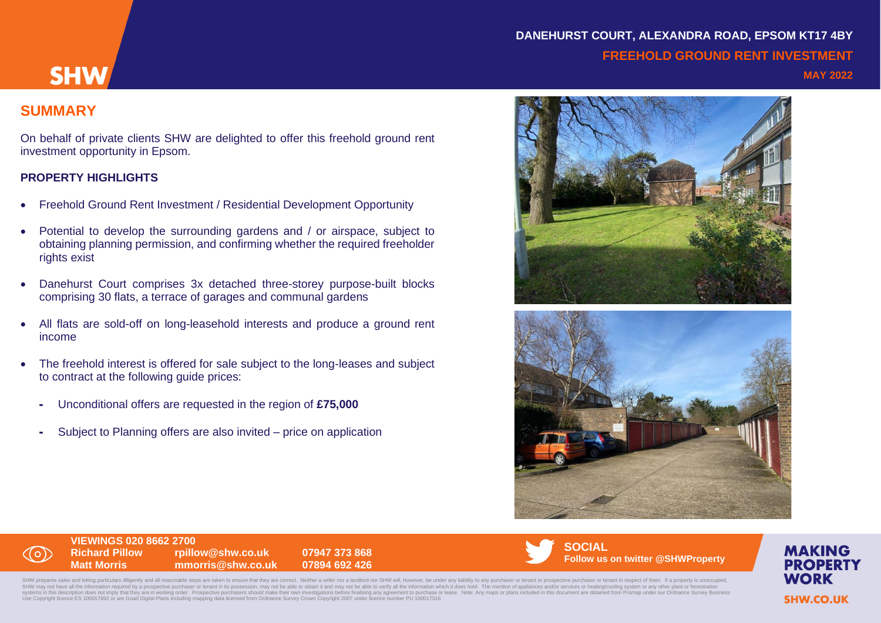# DANEHURST COURT, ALEXANDRA ROAD, EPSOM KT17 4BY

## FREEHOLD GROUND RENT INVESTMENT

**MAY 2022**

## SUMMARY

On behalf of private clients SHW are delighted to offer this freehold ground rent investment opportunity in Epsom.

### PROPERTY HIGHLIGHTS

- Freehold Ground Rent Investment / Residential Development Opportunity
- Potential to develop the surrounding gardens and / or airspace, subject to obtaining planning permission, and confirming whether the required freeholder rights exist
- Danehurst Court comprises 3x detached three-storey purpose-built blocks comprising 30 flats, a terrace of garages and communal gardens
- All flats are sold-off on long-leasehold interests and produce a ground rent income
- The freehold interest is offered for sale subject to the long-leases and subject to contract at the following guide prices:
  - Unconditional offers are requested in the region of **£75,000**
  - Subject to Planning offers are also invited – price on application

**VIEWINGS 020 8662 2700**

| | | |
|---|---|---|
| **Richard Pillow** | **rpillow@shw.co.uk** | **07947 373 868** |
| **Matt Morris** | **mmorris@shw.co.uk** | **07894 692 426** |

**SOCIAL**
**Follow us on twitter @SHWProperty**

**MAKING PROPERTY WORK**

**SHW.CO.UK**

SHW prepares sales and letting particulars diligently and all reasonable steps are taken to ensure that they are correct. Neither a seller nor a landlord nor SHW will, however, be under any liability to any purchaser or tenant or prospective purchaser or tenant in respect of them. If a property is unoccupied, SHW may not have all the information required by a prospective purchaser or tenant in its possession, may not be able to obtain it and may not be able to verify all the information which it does hold. The mention of appliances and/or services or heating/cooling system or any other plant or fenestration systems in this description does not imply that they are in working order. Prospective purchasers should make their own investigations before finalising any agreement to purchase or lease. Note: Any maps or plans included in this document are obtained from Promap under our Ordnance Survey Business Use Copyright licence ES 100017692 or are Goad Digital Plans including mapping data licensed from Ordnance Survey Crown Copyright 2007 under licence number PU 100017316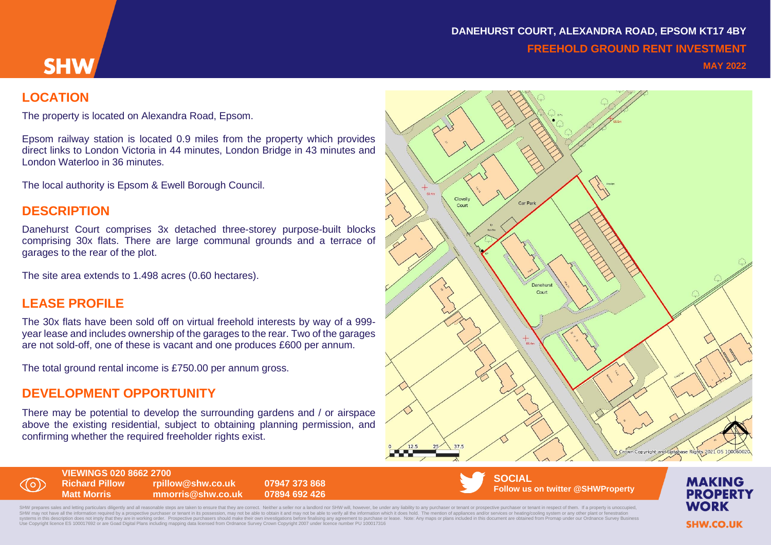**SHW**

**DANEHURST COURT, ALEXANDRA ROAD, EPSOM KT17 4BY**

**FREEHOLD GROUND RENT INVESTMENT**

**MAY 2022**

## LOCATION

The property is located on Alexandra Road, Epsom.

Epsom railway station is located 0.9 miles from the property which provides direct links to London Victoria in 44 minutes, London Bridge in 43 minutes and London Waterloo in 36 minutes.

The local authority is Epsom & Ewell Borough Council.

## DESCRIPTION

Danehurst Court comprises 3x detached three-storey purpose-built blocks comprising 30x flats. There are large communal grounds and a terrace of garages to the rear of the plot.

The site area extends to 1.498 acres (0.60 hectares).

## LEASE PROFILE

The 30x flats have been sold off on virtual freehold interests by way of a 999-year lease and includes ownership of the garages to the rear. Two of the garages are not sold-off, one of these is vacant and one produces £600 per annum.

The total ground rental income is £750.00 per annum gross.

## DEVELOPMENT OPPORTUNITY

There may be potential to develop the surrounding gardens and / or airspace above the existing residential, subject to obtaining planning permission, and confirming whether the required freeholder rights exist.

**VIEWINGS 020 8662 2700**

| | | |
|---|---|---|
| **Richard Pillow** | **rpillow@shw.co.uk** | **07947 373 868** |
| **Matt Morris** | **mmorris@shw.co.uk** | **07894 692 426** |

**SOCIAL**
**Follow us on twitter @SHWProperty**

**MAKING PROPERTY WORK**
**SHW.CO.UK**

SHW prepares sales and letting particulars diligently and all reasonable steps are taken to ensure that they are correct. Neither a seller nor a landlord nor SHW will, however, be under any liability to any purchaser or tenant or prospective purchaser or tenant in respect of them. If a property is unoccupied, SHW may not have all the information required by a prospective purchaser or tenant in its possession, may not be able to obtain it and may not be able to verify all the information which it does hold. The mention of appliances and/or services or heating/cooling system or any other plant or fenestration systems in this description does not imply that they are in working order. Prospective purchasers should make their own investigations before finalising any agreement to purchase or lease. Note: Any maps or plans included in this document are obtained from Promap under our Ordnance Survey Business Use Copyright licence ES 100017692 or are Goad Digital Plans including mapping data licensed from Ordnance Survey Crown Copyright 2007 under licence number PU 100017316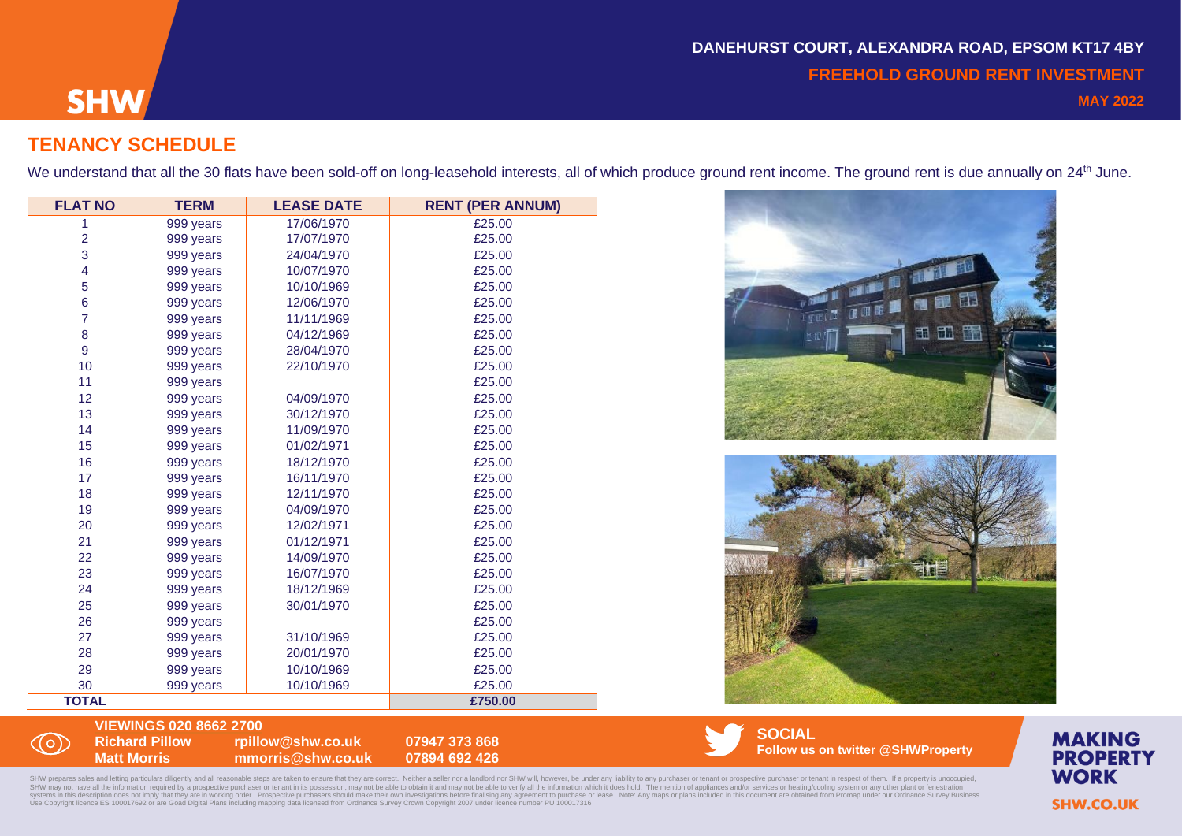# TENANCY SCHEDULE

We understand that all the 30 flats have been sold-off on long-leasehold interests, all of which produce ground rent income. The ground rent is due annually on 24th June.

| FLAT NO | TERM | LEASE DATE | RENT (PER ANNUM) |
|---|---|---|---|
| 1 | 999 years | 17/06/1970 | £25.00 |
| 2 | 999 years | 17/07/1970 | £25.00 |
| 3 | 999 years | 24/04/1970 | £25.00 |
| 4 | 999 years | 10/07/1970 | £25.00 |
| 5 | 999 years | 10/10/1969 | £25.00 |
| 6 | 999 years | 12/06/1970 | £25.00 |
| 7 | 999 years | 11/11/1969 | £25.00 |
| 8 | 999 years | 04/12/1969 | £25.00 |
| 9 | 999 years | 28/04/1970 | £25.00 |
| 10 | 999 years | 22/10/1970 | £25.00 |
| 11 | 999 years | | £25.00 |
| 12 | 999 years | 04/09/1970 | £25.00 |
| 13 | 999 years | 30/12/1970 | £25.00 |
| 14 | 999 years | 11/09/1970 | £25.00 |
| 15 | 999 years | 01/02/1971 | £25.00 |
| 16 | 999 years | 18/12/1970 | £25.00 |
| 17 | 999 years | 16/11/1970 | £25.00 |
| 18 | 999 years | 12/11/1970 | £25.00 |
| 19 | 999 years | 04/09/1970 | £25.00 |
| 20 | 999 years | 12/02/1971 | £25.00 |
| 21 | 999 years | 01/12/1971 | £25.00 |
| 22 | 999 years | 14/09/1970 | £25.00 |
| 23 | 999 years | 16/07/1970 | £25.00 |
| 24 | 999 years | 18/12/1969 | £25.00 |
| 25 | 999 years | 30/01/1970 | £25.00 |
| 26 | 999 years | | £25.00 |
| 27 | 999 years | 31/10/1969 | £25.00 |
| 28 | 999 years | 20/01/1970 | £25.00 |
| 29 | 999 years | 10/10/1969 | £25.00 |
| 30 | 999 years | 10/10/1969 | £25.00 |
| **TOTAL** | | | **£750.00** |

**VIEWINGS 020 8662 2700**

| | | |
|---|---|---|
| **Richard Pillow** | **rpillow@shw.co.uk** | **07947 373 868** |
| **Matt Morris** | **mmorris@shw.co.uk** | **07894 692 426** |

**SOCIAL**
**Follow us on twitter @SHWProperty**

**MAKING PROPERTY WORK**

**SHW.CO.UK**

SHW prepares sales and letting particulars diligently and all reasonable steps are taken to ensure that they are correct. Neither a seller nor a landlord nor SHW will, however, be under any liability to any purchaser or tenant or prospective purchaser or tenant in respect of them. If a property is unoccupied, SHW may not have all the information required by a prospective purchaser or tenant in its possession, may not be able to obtain it and may not be able to verify all the information which it does hold. The mention of appliances and/or services or heating/cooling system or any other plant or fenestration systems in this description does not imply that they are in working order. Prospective purchasers should make their own investigations before finalising any agreement to purchase or lease. Note: Any maps or plans included in this document are obtained from Promap under our Ordnance Survey Business Use Copyright licence ES 100017692 or are Goad Digital Plans including mapping data licensed from Ordnance Survey Crown Copyright 2007 under licence number PU 100017316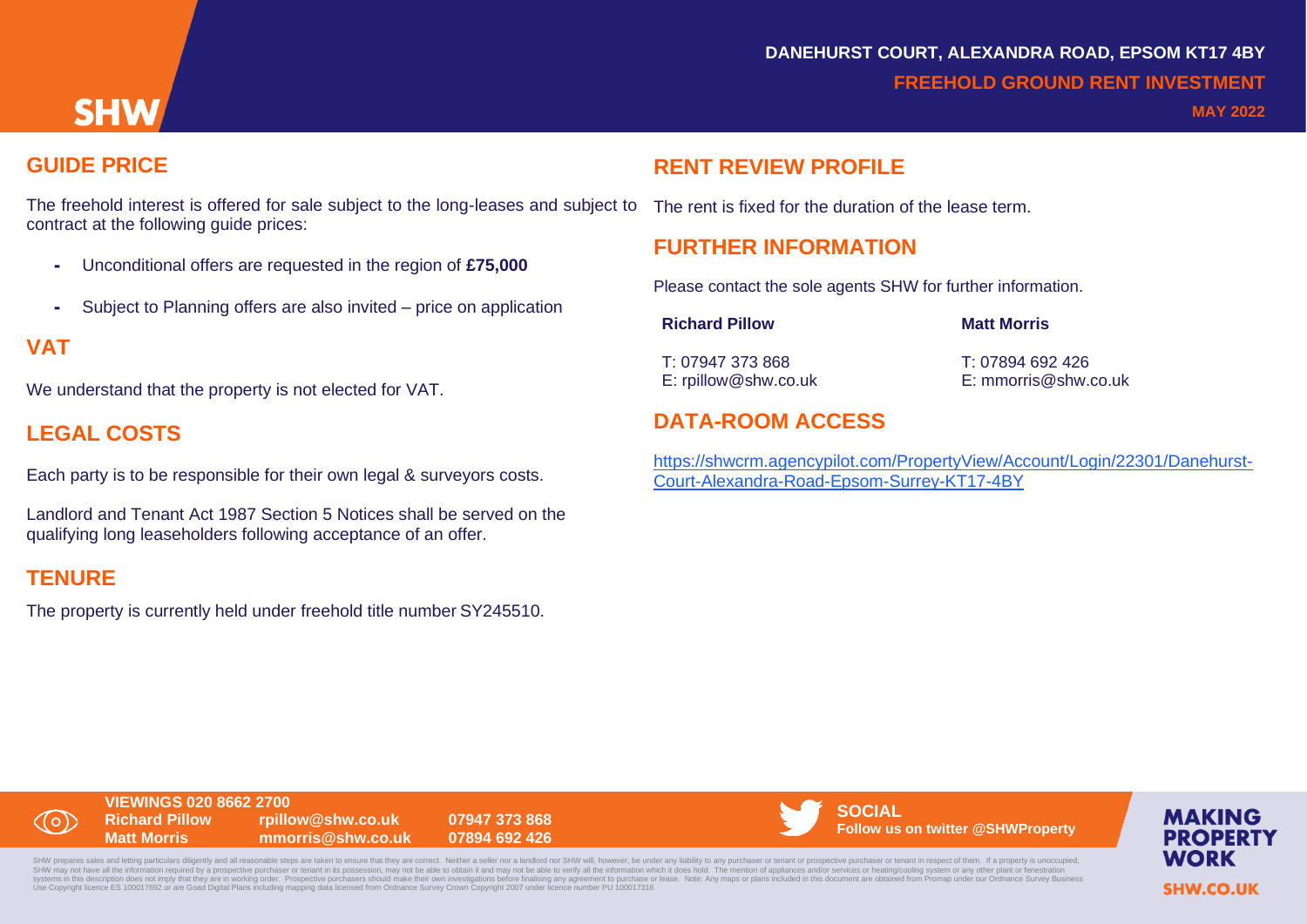## GUIDE PRICE

The freehold interest is offered for sale subject to the long-leases and subject to contract at the following guide prices:

- Unconditional offers are requested in the region of **£75,000**
- Subject to Planning offers are also invited – price on application

## VAT

We understand that the property is not elected for VAT.

## LEGAL COSTS

Each party is to be responsible for their own legal & surveyors costs.

Landlord and Tenant Act 1987 Section 5 Notices shall be served on the qualifying long leaseholders following acceptance of an offer.

## TENURE

The property is currently held under freehold title number SY245510.

## RENT REVIEW PROFILE

The rent is fixed for the duration of the lease term.

## FURTHER INFORMATION

Please contact the sole agents SHW for further information.

**Richard Pillow**

T: 07947 373 868
E: rpillow@shw.co.uk

**Matt Morris**

T: 07894 692 426
E: mmorris@shw.co.uk

## DATA-ROOM ACCESS

https://shwcrm.agencypilot.com/PropertyView/Account/Login/22301/Danehurst-Court-Alexandra-Road-Epsom-Surrey-KT17-4BY

**VIEWINGS 020 8662 2700**

| | | |
|---|---|---|
| **Richard Pillow** | **rpillow@shw.co.uk** | **07947 373 868** |
| **Matt Morris** | **mmorris@shw.co.uk** | **07894 692 426** |

**SOCIAL**
**Follow us on twitter @SHWProperty**

**MAKING PROPERTY WORK**
**SHW.CO.UK**

SHW prepares sales and letting particulars diligently and all reasonable steps are taken to ensure that they are correct. Neither a seller nor a landlord nor SHW will, however, be under any liability to any purchaser or tenant or prospective purchaser or tenant in respect of them. If a property is unoccupied, SHW may not have all the information required by a prospective purchaser or tenant in its possession, may not be able to obtain it and may not be able to verify all the information which it does hold. The mention of appliances and/or services or heating/cooling system or any other plant or fenestration systems in this description does not imply that they are in working order. Prospective purchasers should make their own investigations before finalising any agreement to purchase or lease. Note: Any maps or plans included in this document are obtained from Promap under our Ordnance Survey Business Use Copyright licence ES 100017692 or are Goad Digital Plans including mapping data licensed from Ordnance Survey Crown Copyright 2007 under licence number PU 100017316